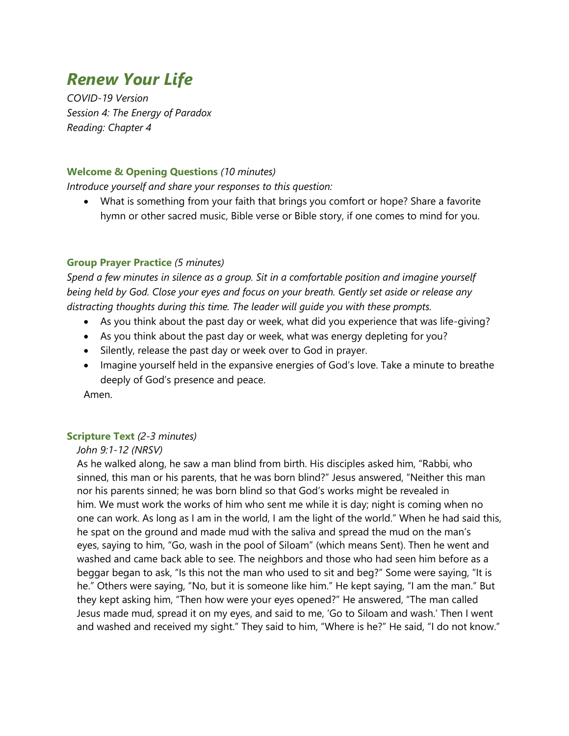# *Renew Your Life*

*COVID-19 Version*
*Session 4: The Energy of Paradox*
*Reading: Chapter 4*

### **Welcome & Opening Questions** *(10 minutes)*

*Introduce yourself and share your responses to this question:*

- What is something from your faith that brings you comfort or hope? Share a favorite hymn or other sacred music, Bible verse or Bible story, if one comes to mind for you.

### **Group Prayer Practice** *(5 minutes)*

*Spend a few minutes in silence as a group. Sit in a comfortable position and imagine yourself being held by God. Close your eyes and focus on your breath. Gently set aside or release any distracting thoughts during this time. The leader will guide you with these prompts.*

- As you think about the past day or week, what did you experience that was life-giving?
- As you think about the past day or week, what was energy depleting for you?
- Silently, release the past day or week over to God in prayer.
- Imagine yourself held in the expansive energies of God's love. Take a minute to breathe deeply of God's presence and peace.

Amen.

### **Scripture Text** *(2-3 minutes)*

*John 9:1-12 (NRSV)*

As he walked along, he saw a man blind from birth. His disciples asked him, "Rabbi, who sinned, this man or his parents, that he was born blind?" Jesus answered, "Neither this man nor his parents sinned; he was born blind so that God's works might be revealed in him. We must work the works of him who sent me while it is day; night is coming when no one can work. As long as I am in the world, I am the light of the world." When he had said this, he spat on the ground and made mud with the saliva and spread the mud on the man's eyes, saying to him, "Go, wash in the pool of Siloam" (which means Sent). Then he went and washed and came back able to see. The neighbors and those who had seen him before as a beggar began to ask, "Is this not the man who used to sit and beg?" Some were saying, "It is he." Others were saying, "No, but it is someone like him." He kept saying, "I am the man." But they kept asking him, "Then how were your eyes opened?" He answered, "The man called Jesus made mud, spread it on my eyes, and said to me, 'Go to Siloam and wash.' Then I went and washed and received my sight." They said to him, "Where is he?" He said, "I do not know."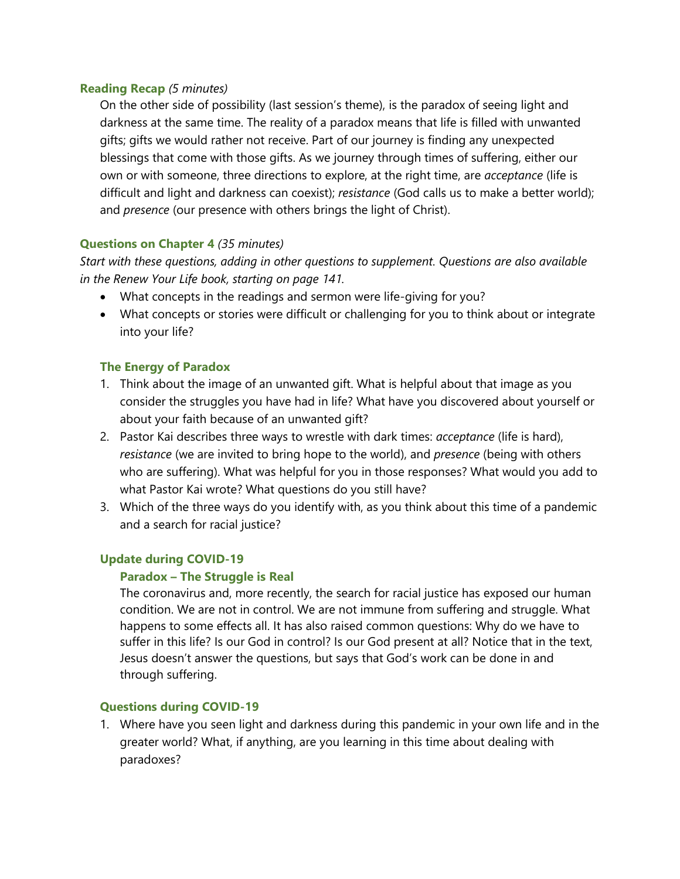### Reading Recap *(5 minutes)*

On the other side of possibility (last session's theme), is the paradox of seeing light and darkness at the same time. The reality of a paradox means that life is filled with unwanted gifts; gifts we would rather not receive. Part of our journey is finding any unexpected blessings that come with those gifts. As we journey through times of suffering, either our own or with someone, three directions to explore, at the right time, are *acceptance* (life is difficult and light and darkness can coexist); *resistance* (God calls us to make a better world); and *presence* (our presence with others brings the light of Christ).

### Questions on Chapter 4 *(35 minutes)*

*Start with these questions, adding in other questions to supplement. Questions are also available in the Renew Your Life book, starting on page 141.*

- What concepts in the readings and sermon were life-giving for you?
- What concepts or stories were difficult or challenging for you to think about or integrate into your life?

#### The Energy of Paradox

1. Think about the image of an unwanted gift. What is helpful about that image as you consider the struggles you have had in life? What have you discovered about yourself or about your faith because of an unwanted gift?
2. Pastor Kai describes three ways to wrestle with dark times: *acceptance* (life is hard), *resistance* (we are invited to bring hope to the world), and *presence* (being with others who are suffering). What was helpful for you in those responses? What would you add to what Pastor Kai wrote? What questions do you still have?
3. Which of the three ways do you identify with, as you think about this time of a pandemic and a search for racial justice?

#### Update during COVID-19

##### Paradox – The Struggle is Real

The coronavirus and, more recently, the search for racial justice has exposed our human condition. We are not in control. We are not immune from suffering and struggle. What happens to some effects all. It has also raised common questions: Why do we have to suffer in this life? Is our God in control? Is our God present at all? Notice that in the text, Jesus doesn't answer the questions, but says that God's work can be done in and through suffering.

#### Questions during COVID-19

1. Where have you seen light and darkness during this pandemic in your own life and in the greater world? What, if anything, are you learning in this time about dealing with paradoxes?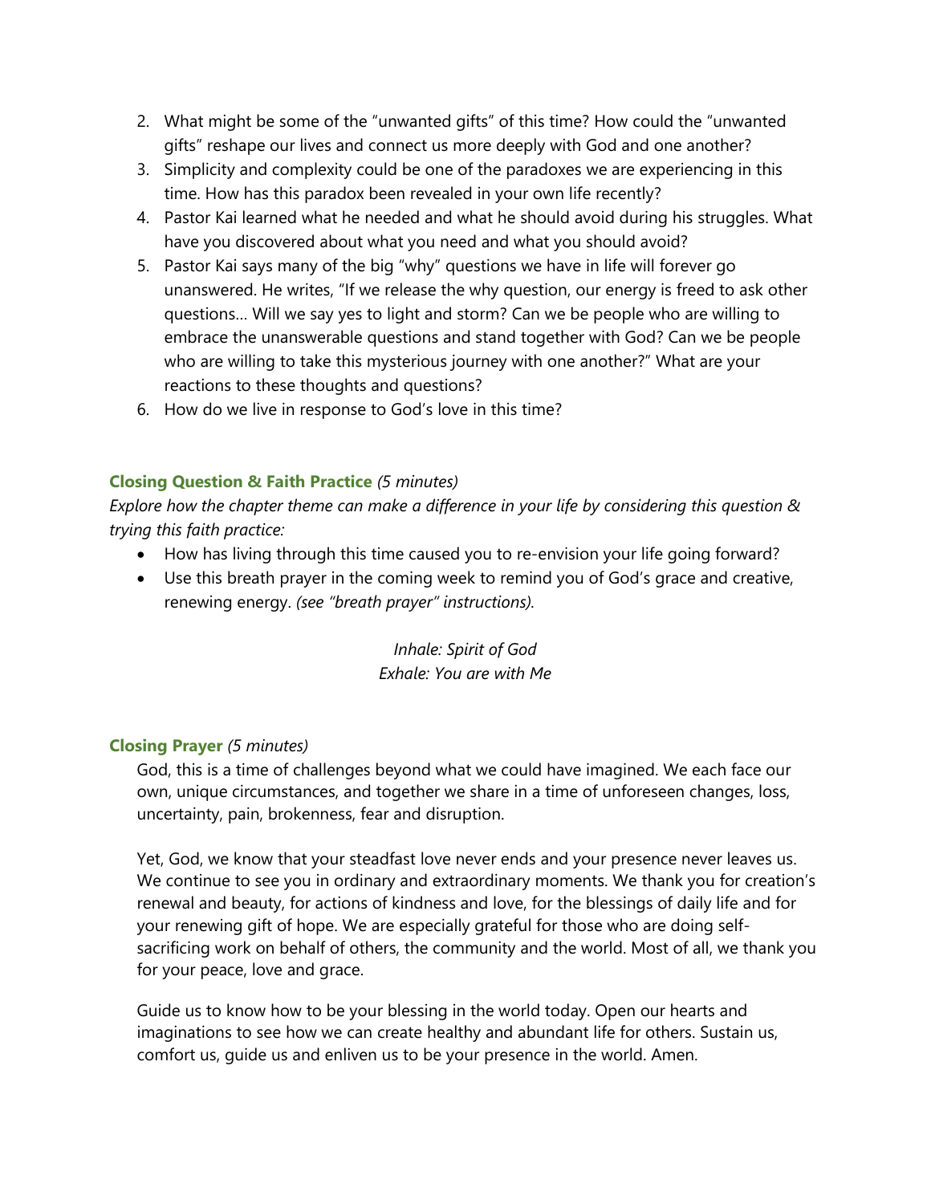2. What might be some of the "unwanted gifts" of this time? How could the "unwanted gifts" reshape our lives and connect us more deeply with God and one another?
3. Simplicity and complexity could be one of the paradoxes we are experiencing in this time. How has this paradox been revealed in your own life recently?
4. Pastor Kai learned what he needed and what he should avoid during his struggles. What have you discovered about what you need and what you should avoid?
5. Pastor Kai says many of the big "why" questions we have in life will forever go unanswered. He writes, "If we release the why question, our energy is freed to ask other questions… Will we say yes to light and storm? Can we be people who are willing to embrace the unanswerable questions and stand together with God? Can we be people who are willing to take this mysterious journey with one another?" What are your reactions to these thoughts and questions?
6. How do we live in response to God's love in this time?

**Closing Question & Faith Practice** *(5 minutes)*

*Explore how the chapter theme can make a difference in your life by considering this question & trying this faith practice:*

- How has living through this time caused you to re-envision your life going forward?
- Use this breath prayer in the coming week to remind you of God's grace and creative, renewing energy. *(see "breath prayer" instructions).*

*Inhale: Spirit of God*
*Exhale: You are with Me*

**Closing Prayer** *(5 minutes)*

God, this is a time of challenges beyond what we could have imagined. We each face our own, unique circumstances, and together we share in a time of unforeseen changes, loss, uncertainty, pain, brokenness, fear and disruption.

Yet, God, we know that your steadfast love never ends and your presence never leaves us. We continue to see you in ordinary and extraordinary moments. We thank you for creation's renewal and beauty, for actions of kindness and love, for the blessings of daily life and for your renewing gift of hope. We are especially grateful for those who are doing self-sacrificing work on behalf of others, the community and the world. Most of all, we thank you for your peace, love and grace.

Guide us to know how to be your blessing in the world today. Open our hearts and imaginations to see how we can create healthy and abundant life for others. Sustain us, comfort us, guide us and enliven us to be your presence in the world. Amen.